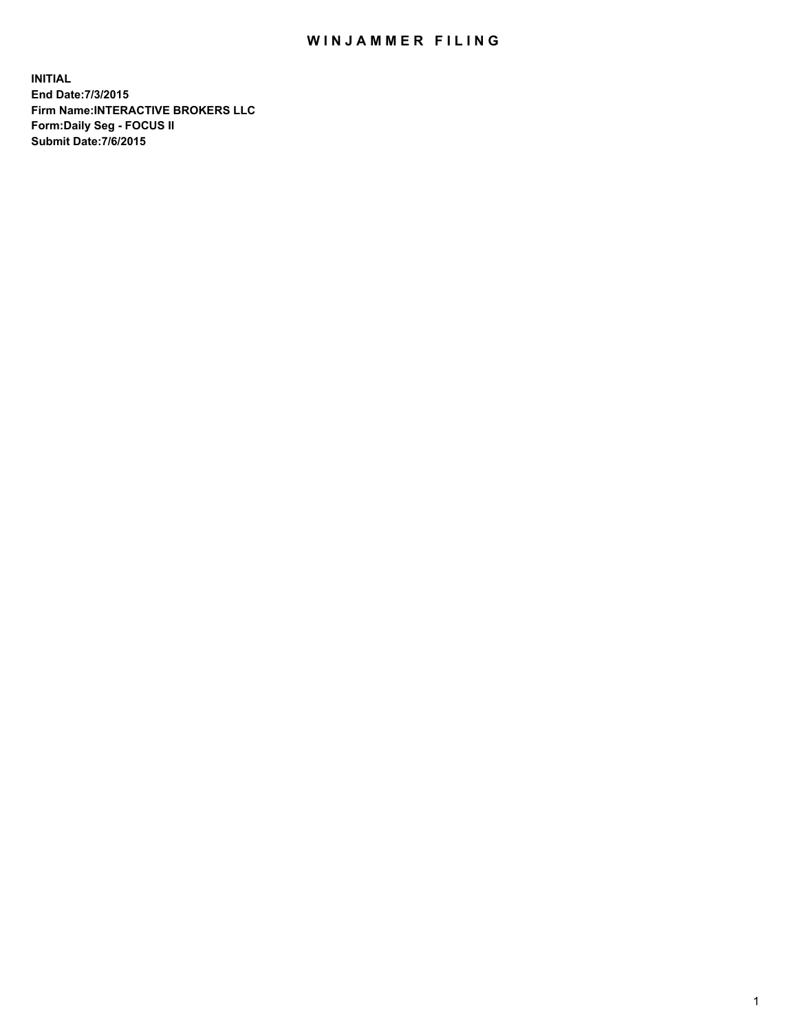# WINJAMMER FILING

**INITIAL**
**End Date:7/3/2015**
**Firm Name:INTERACTIVE BROKERS LLC**
**Form:Daily Seg - FOCUS II**
**Submit Date:7/6/2015**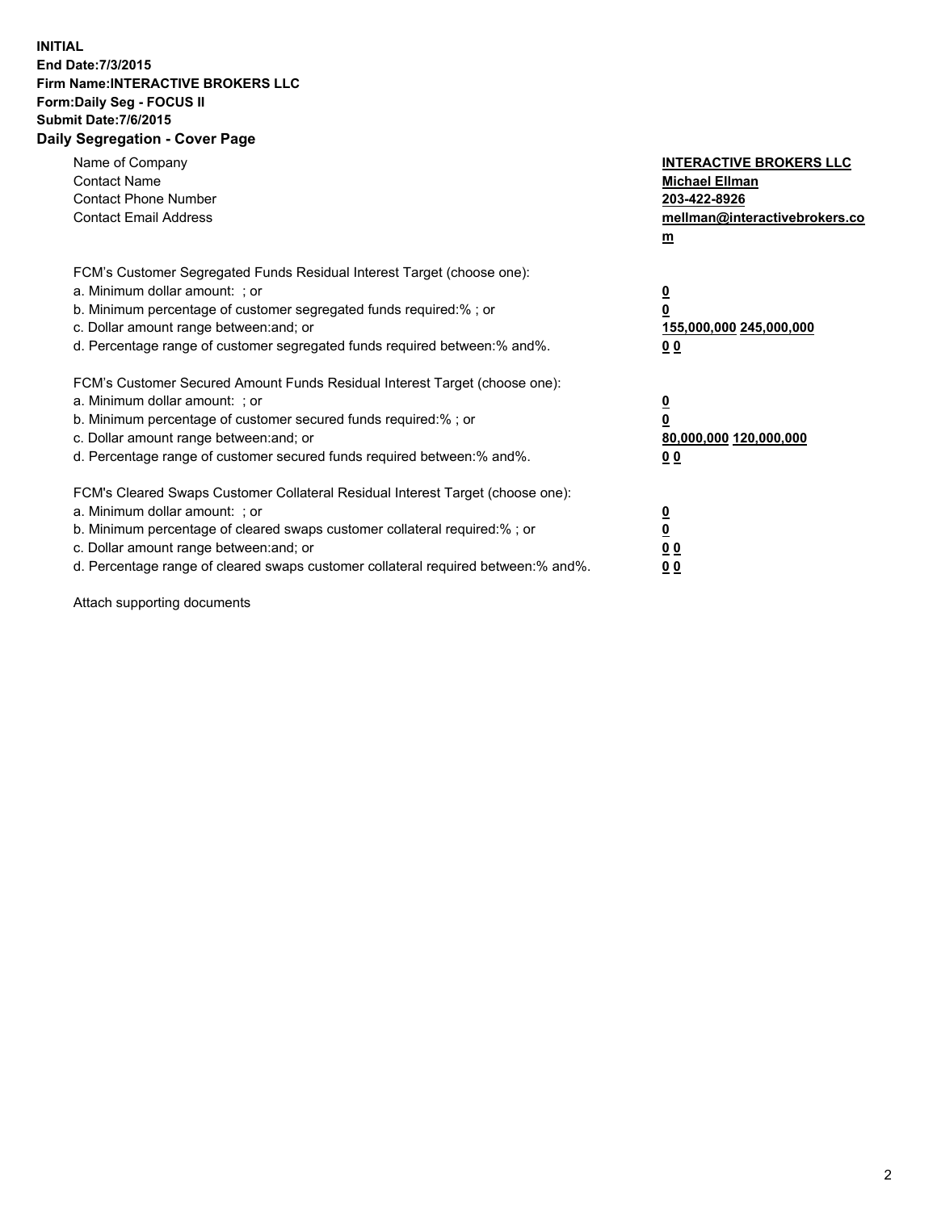**INITIAL**
**End Date:7/3/2015**
**Firm Name:INTERACTIVE BROKERS LLC**
**Form:Daily Seg - FOCUS II**
**Submit Date:7/6/2015**

## Daily Segregation - Cover Page

| | |
|---|---|
| Name of Company | **INTERACTIVE BROKERS LLC** |
| Contact Name | **Michael Ellman** |
| Contact Phone Number | **203-422-8926** |
| Contact Email Address | **mellman@interactivebrokers.com** |

FCM's Customer Segregated Funds Residual Interest Target (choose one):

| | |
|---|---|
| a. Minimum dollar amount: ; or | **0** |
| b. Minimum percentage of customer segregated funds required:% ; or | **0** |
| c. Dollar amount range between:and; or | **155,000,000 245,000,000** |
| d. Percentage range of customer segregated funds required between:% and%. | **0 0** |

FCM's Customer Secured Amount Funds Residual Interest Target (choose one):

| | |
|---|---|
| a. Minimum dollar amount: ; or | **0** |
| b. Minimum percentage of customer secured funds required:% ; or | **0** |
| c. Dollar amount range between:and; or | **80,000,000 120,000,000** |
| d. Percentage range of customer secured funds required between:% and%. | **0 0** |

FCM's Cleared Swaps Customer Collateral Residual Interest Target (choose one):

| | |
|---|---|
| a. Minimum dollar amount: ; or | **0** |
| b. Minimum percentage of cleared swaps customer collateral required:% ; or | **0** |
| c. Dollar amount range between:and; or | **0 0** |
| d. Percentage range of cleared swaps customer collateral required between:% and%. | **0 0** |

Attach supporting documents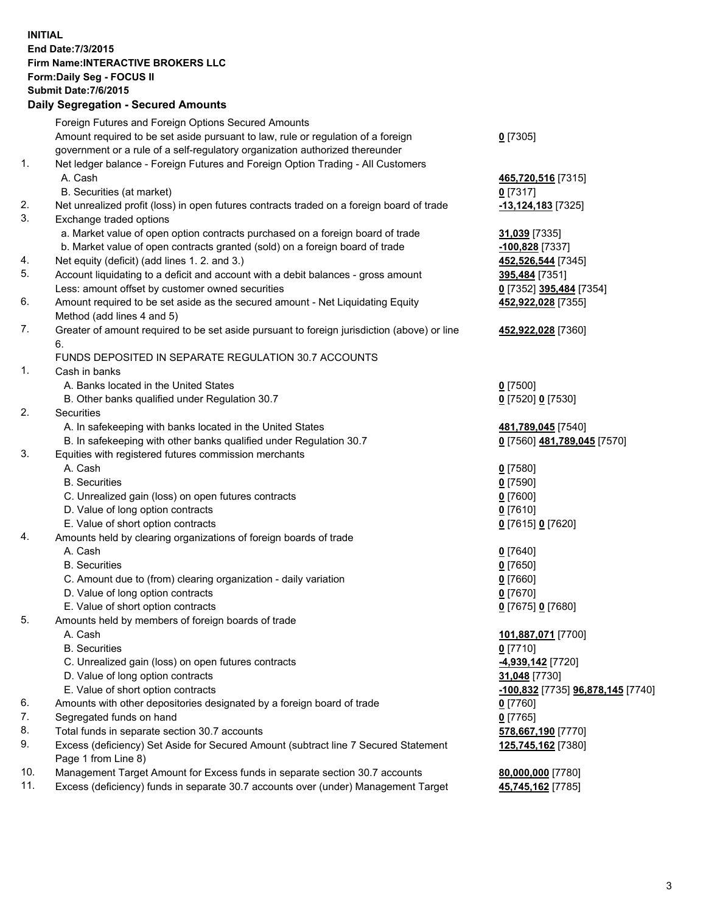**INITIAL**
**End Date:7/3/2015**
**Firm Name:INTERACTIVE BROKERS LLC**
**Form:Daily Seg - FOCUS II**
**Submit Date:7/6/2015**

## Daily Segregation - Secured Amounts

| | | |
|---|---|---|
| | Foreign Futures and Foreign Options Secured Amounts | |
| | Amount required to be set aside pursuant to law, rule or regulation of a foreign government or a rule of a self-regulatory organization authorized thereunder | 0 [7305] |
| 1. | Net ledger balance - Foreign Futures and Foreign Option Trading - All Customers | |
| | A. Cash | 465,720,516 [7315] |
| | B. Securities (at market) | 0 [7317] |
| 2. | Net unrealized profit (loss) in open futures contracts traded on a foreign board of trade | -13,124,183 [7325] |
| 3. | Exchange traded options | |
| | a. Market value of open option contracts purchased on a foreign board of trade | 31,039 [7335] |
| | b. Market value of open contracts granted (sold) on a foreign board of trade | -100,828 [7337] |
| 4. | Net equity (deficit) (add lines 1. 2. and 3.) | 452,526,544 [7345] |
| 5. | Account liquidating to a deficit and account with a debit balances - gross amount | 395,484 [7351] |
| | Less: amount offset by customer owned securities | 0 [7352] 395,484 [7354] |
| 6. | Amount required to be set aside as the secured amount - Net Liquidating Equity Method (add lines 4 and 5) | 452,922,028 [7355] |
| 7. | Greater of amount required to be set aside pursuant to foreign jurisdiction (above) or line 6. | 452,922,028 [7360] |
| | FUNDS DEPOSITED IN SEPARATE REGULATION 30.7 ACCOUNTS | |
| 1. | Cash in banks | |
| | A. Banks located in the United States | 0 [7500] |
| | B. Other banks qualified under Regulation 30.7 | 0 [7520] 0 [7530] |
| 2. | Securities | |
| | A. In safekeeping with banks located in the United States | 481,789,045 [7540] |
| | B. In safekeeping with other banks qualified under Regulation 30.7 | 0 [7560] 481,789,045 [7570] |
| 3. | Equities with registered futures commission merchants | |
| | A. Cash | 0 [7580] |
| | B. Securities | 0 [7590] |
| | C. Unrealized gain (loss) on open futures contracts | 0 [7600] |
| | D. Value of long option contracts | 0 [7610] |
| | E. Value of short option contracts | 0 [7615] 0 [7620] |
| 4. | Amounts held by clearing organizations of foreign boards of trade | |
| | A. Cash | 0 [7640] |
| | B. Securities | 0 [7650] |
| | C. Amount due to (from) clearing organization - daily variation | 0 [7660] |
| | D. Value of long option contracts | 0 [7670] |
| | E. Value of short option contracts | 0 [7675] 0 [7680] |
| 5. | Amounts held by members of foreign boards of trade | |
| | A. Cash | 101,887,071 [7700] |
| | B. Securities | 0 [7710] |
| | C. Unrealized gain (loss) on open futures contracts | -4,939,142 [7720] |
| | D. Value of long option contracts | 31,048 [7730] |
| | E. Value of short option contracts | -100,832 [7735] 96,878,145 [7740] |
| 6. | Amounts with other depositories designated by a foreign board of trade | 0 [7760] |
| 7. | Segregated funds on hand | 0 [7765] |
| 8. | Total funds in separate section 30.7 accounts | 578,667,190 [7770] |
| 9. | Excess (deficiency) Set Aside for Secured Amount (subtract line 7 Secured Statement Page 1 from Line 8) | 125,745,162 [7380] |
| 10. | Management Target Amount for Excess funds in separate section 30.7 accounts | 80,000,000 [7780] |
| 11. | Excess (deficiency) funds in separate 30.7 accounts over (under) Management Target | 45,745,162 [7785] |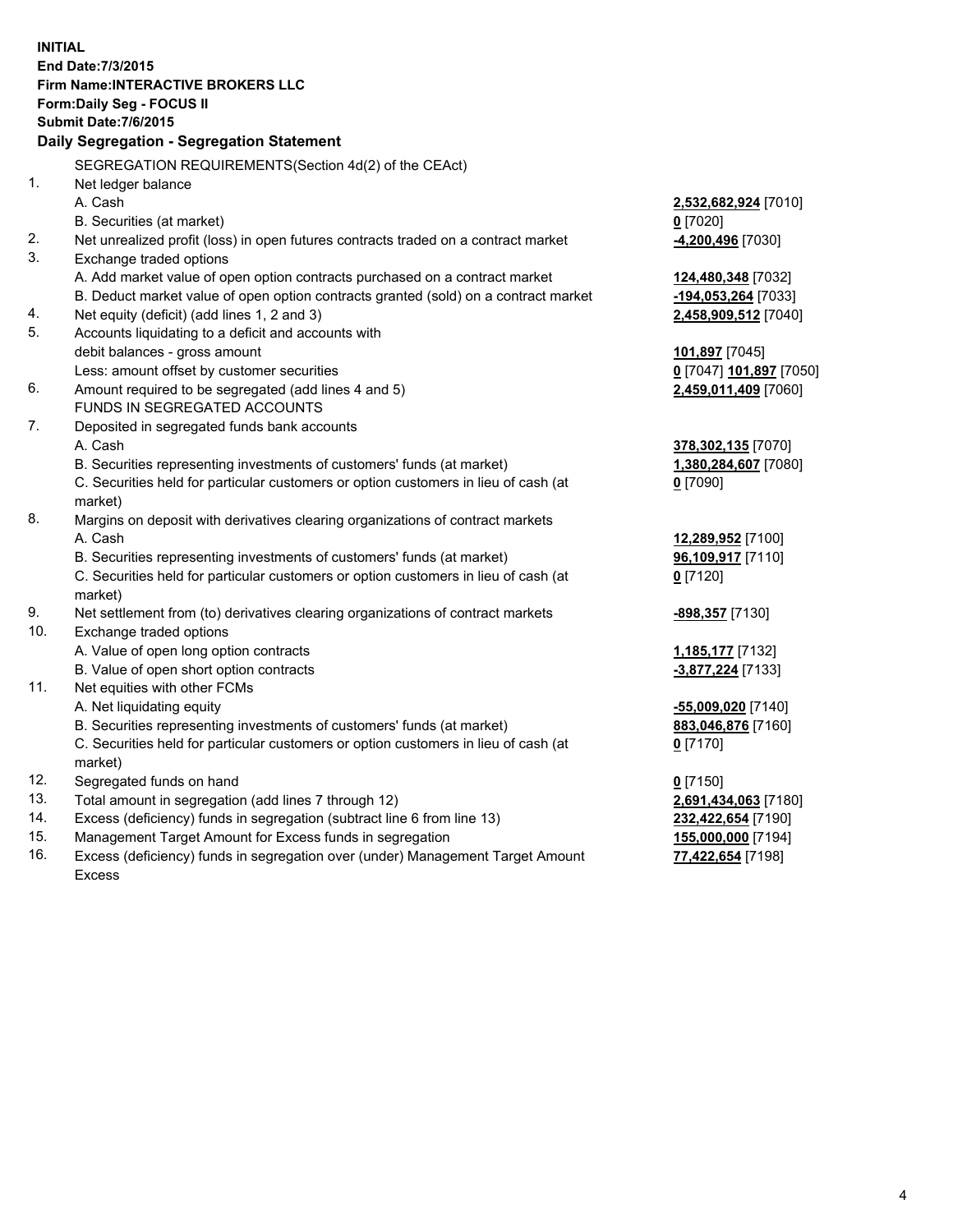**INITIAL**
**End Date:7/3/2015**
**Firm Name:INTERACTIVE BROKERS LLC**
**Form:Daily Seg - FOCUS II**
**Submit Date:7/6/2015**

## Daily Segregation - Segregation Statement

SEGREGATION REQUIREMENTS(Section 4d(2) of the CEAct)

| | | |
|---|---|---|
| 1. | Net ledger balance | |
| | A. Cash | **2,532,682,924** [7010] |
| | B. Securities (at market) | **0** [7020] |
| 2. | Net unrealized profit (loss) in open futures contracts traded on a contract market | **-4,200,496** [7030] |
| 3. | Exchange traded options | |
| | A. Add market value of open option contracts purchased on a contract market | **124,480,348** [7032] |
| | B. Deduct market value of open option contracts granted (sold) on a contract market | **-194,053,264** [7033] |
| 4. | Net equity (deficit) (add lines 1, 2 and 3) | **2,458,909,512** [7040] |
| 5. | Accounts liquidating to a deficit and accounts with | |
| | debit balances - gross amount | **101,897** [7045] |
| | Less: amount offset by customer securities | **0** [7047] **101,897** [7050] |
| 6. | Amount required to be segregated (add lines 4 and 5) | **2,459,011,409** [7060] |
| | FUNDS IN SEGREGATED ACCOUNTS | |
| 7. | Deposited in segregated funds bank accounts | |
| | A. Cash | **378,302,135** [7070] |
| | B. Securities representing investments of customers' funds (at market) | **1,380,284,607** [7080] |
| | C. Securities held for particular customers or option customers in lieu of cash (at market) | **0** [7090] |
| 8. | Margins on deposit with derivatives clearing organizations of contract markets | |
| | A. Cash | **12,289,952** [7100] |
| | B. Securities representing investments of customers' funds (at market) | **96,109,917** [7110] |
| | C. Securities held for particular customers or option customers in lieu of cash (at market) | **0** [7120] |
| 9. | Net settlement from (to) derivatives clearing organizations of contract markets | **-898,357** [7130] |
| 10. | Exchange traded options | |
| | A. Value of open long option contracts | **1,185,177** [7132] |
| | B. Value of open short option contracts | **-3,877,224** [7133] |
| 11. | Net equities with other FCMs | |
| | A. Net liquidating equity | **-55,009,020** [7140] |
| | B. Securities representing investments of customers' funds (at market) | **883,046,876** [7160] |
| | C. Securities held for particular customers or option customers in lieu of cash (at market) | **0** [7170] |
| 12. | Segregated funds on hand | **0** [7150] |
| 13. | Total amount in segregation (add lines 7 through 12) | **2,691,434,063** [7180] |
| 14. | Excess (deficiency) funds in segregation (subtract line 6 from line 13) | **232,422,654** [7190] |
| 15. | Management Target Amount for Excess funds in segregation | **155,000,000** [7194] |
| 16. | Excess (deficiency) funds in segregation over (under) Management Target Amount Excess | **77,422,654** [7198] |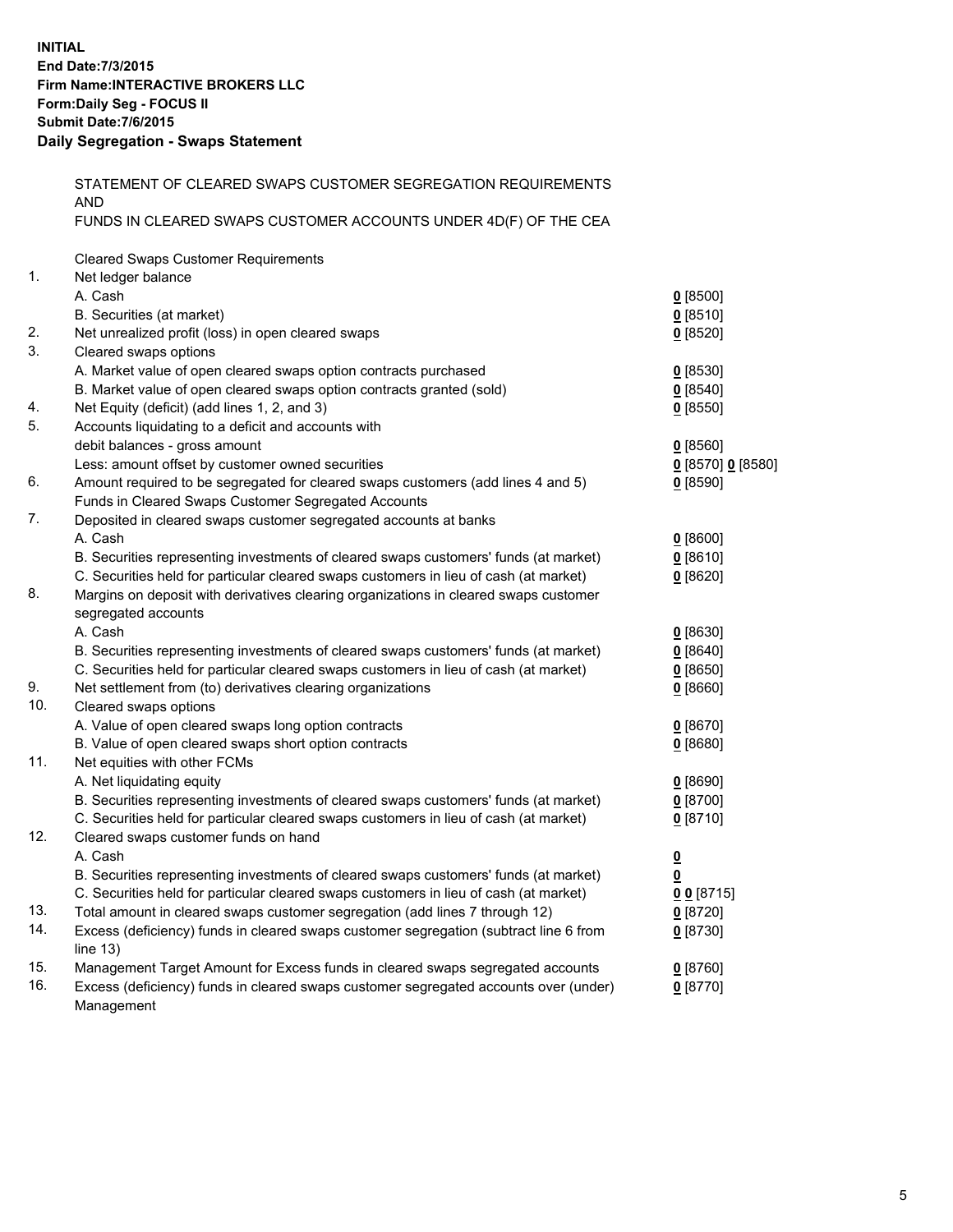**INITIAL**
**End Date:7/3/2015**
**Firm Name:INTERACTIVE BROKERS LLC**
**Form:Daily Seg - FOCUS II**
**Submit Date:7/6/2015**
**Daily Segregation - Swaps Statement**

STATEMENT OF CLEARED SWAPS CUSTOMER SEGREGATION REQUIREMENTS AND FUNDS IN CLEARED SWAPS CUSTOMER ACCOUNTS UNDER 4D(F) OF THE CEA

| | | |
|---|---|---|
| | Cleared Swaps Customer Requirements | |
| 1. | Net ledger balance | |
| | A. Cash | 0 [8500] |
| | B. Securities (at market) | 0 [8510] |
| 2. | Net unrealized profit (loss) in open cleared swaps | 0 [8520] |
| 3. | Cleared swaps options | |
| | A. Market value of open cleared swaps option contracts purchased | 0 [8530] |
| | B. Market value of open cleared swaps option contracts granted (sold) | 0 [8540] |
| 4. | Net Equity (deficit) (add lines 1, 2, and 3) | 0 [8550] |
| 5. | Accounts liquidating to a deficit and accounts with debit balances - gross amount | 0 [8560] |
| | Less: amount offset by customer owned securities | 0 [8570] 0 [8580] |
| 6. | Amount required to be segregated for cleared swaps customers (add lines 4 and 5) | 0 [8590] |
| | Funds in Cleared Swaps Customer Segregated Accounts | |
| 7. | Deposited in cleared swaps customer segregated accounts at banks | |
| | A. Cash | 0 [8600] |
| | B. Securities representing investments of cleared swaps customers' funds (at market) | 0 [8610] |
| | C. Securities held for particular cleared swaps customers in lieu of cash (at market) | 0 [8620] |
| 8. | Margins on deposit with derivatives clearing organizations in cleared swaps customer segregated accounts | |
| | A. Cash | 0 [8630] |
| | B. Securities representing investments of cleared swaps customers' funds (at market) | 0 [8640] |
| | C. Securities held for particular cleared swaps customers in lieu of cash (at market) | 0 [8650] |
| 9. | Net settlement from (to) derivatives clearing organizations | 0 [8660] |
| 10. | Cleared swaps options | |
| | A. Value of open cleared swaps long option contracts | 0 [8670] |
| | B. Value of open cleared swaps short option contracts | 0 [8680] |
| 11. | Net equities with other FCMs | |
| | A. Net liquidating equity | 0 [8690] |
| | B. Securities representing investments of cleared swaps customers' funds (at market) | 0 [8700] |
| | C. Securities held for particular cleared swaps customers in lieu of cash (at market) | 0 [8710] |
| 12. | Cleared swaps customer funds on hand | |
| | A. Cash | 0 |
| | B. Securities representing investments of cleared swaps customers' funds (at market) | 0 |
| | C. Securities held for particular cleared swaps customers in lieu of cash (at market) | 0 0 [8715] |
| 13. | Total amount in cleared swaps customer segregation (add lines 7 through 12) | 0 [8720] |
| 14. | Excess (deficiency) funds in cleared swaps customer segregation (subtract line 6 from line 13) | 0 [8730] |
| 15. | Management Target Amount for Excess funds in cleared swaps segregated accounts | 0 [8760] |
| 16. | Excess (deficiency) funds in cleared swaps customer segregated accounts over (under) Management | 0 [8770] |